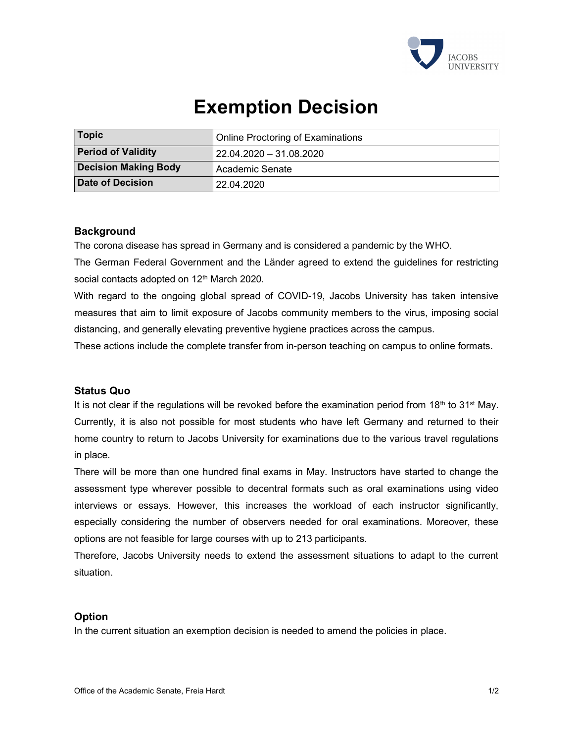# Exemption Decision

| Topic | Online Proctoring of Examinations |
|---|---|
| Period of Validity | 22.04.2020 – 31.08.2020 |
| Decision Making Body | Academic Senate |
| Date of Decision | 22.04.2020 |

## Background

The corona disease has spread in Germany and is considered a pandemic by the WHO.

The German Federal Government and the Länder agreed to extend the guidelines for restricting social contacts adopted on 12th March 2020.

With regard to the ongoing global spread of COVID-19, Jacobs University has taken intensive measures that aim to limit exposure of Jacobs community members to the virus, imposing social distancing, and generally elevating preventive hygiene practices across the campus.

These actions include the complete transfer from in-person teaching on campus to online formats.

## Status Quo

It is not clear if the regulations will be revoked before the examination period from 18th to 31st May. Currently, it is also not possible for most students who have left Germany and returned to their home country to return to Jacobs University for examinations due to the various travel regulations in place.

There will be more than one hundred final exams in May. Instructors have started to change the assessment type wherever possible to decentral formats such as oral examinations using video interviews or essays. However, this increases the workload of each instructor significantly, especially considering the number of observers needed for oral examinations. Moreover, these options are not feasible for large courses with up to 213 participants.

Therefore, Jacobs University needs to extend the assessment situations to adapt to the current situation.

## Option

In the current situation an exemption decision is needed to amend the policies in place.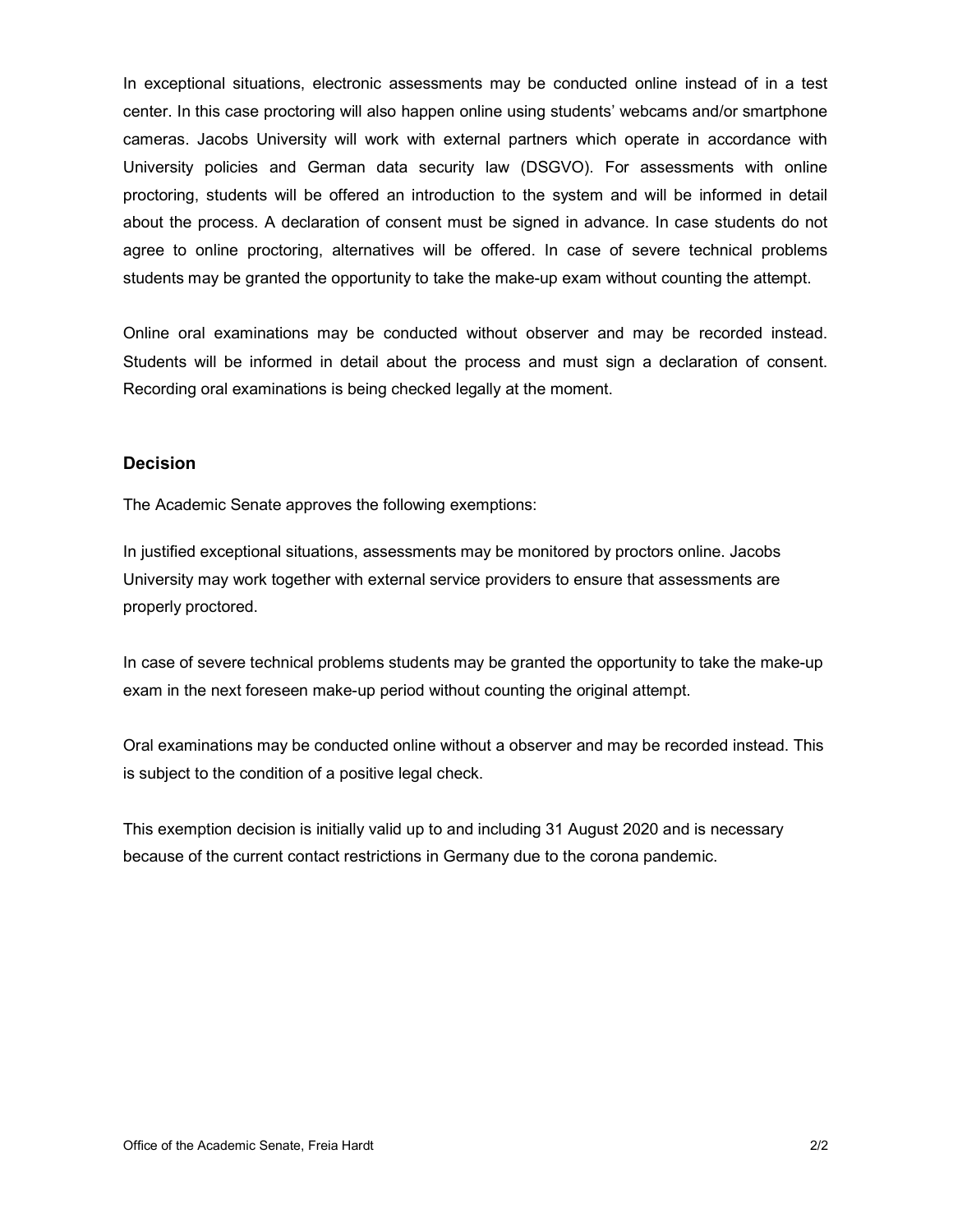In exceptional situations, electronic assessments may be conducted online instead of in a test center. In this case proctoring will also happen online using students' webcams and/or smartphone cameras. Jacobs University will work with external partners which operate in accordance with University policies and German data security law (DSGVO). For assessments with online proctoring, students will be offered an introduction to the system and will be informed in detail about the process. A declaration of consent must be signed in advance. In case students do not agree to online proctoring, alternatives will be offered. In case of severe technical problems students may be granted the opportunity to take the make-up exam without counting the attempt.

Online oral examinations may be conducted without observer and may be recorded instead. Students will be informed in detail about the process and must sign a declaration of consent. Recording oral examinations is being checked legally at the moment.

### Decision

The Academic Senate approves the following exemptions:

In justified exceptional situations, assessments may be monitored by proctors online. Jacobs University may work together with external service providers to ensure that assessments are properly proctored.

In case of severe technical problems students may be granted the opportunity to take the make-up exam in the next foreseen make-up period without counting the original attempt.

Oral examinations may be conducted online without a observer and may be recorded instead. This is subject to the condition of a positive legal check.

This exemption decision is initially valid up to and including 31 August 2020 and is necessary because of the current contact restrictions in Germany due to the corona pandemic.

Office of the Academic Senate, Freia Hardt